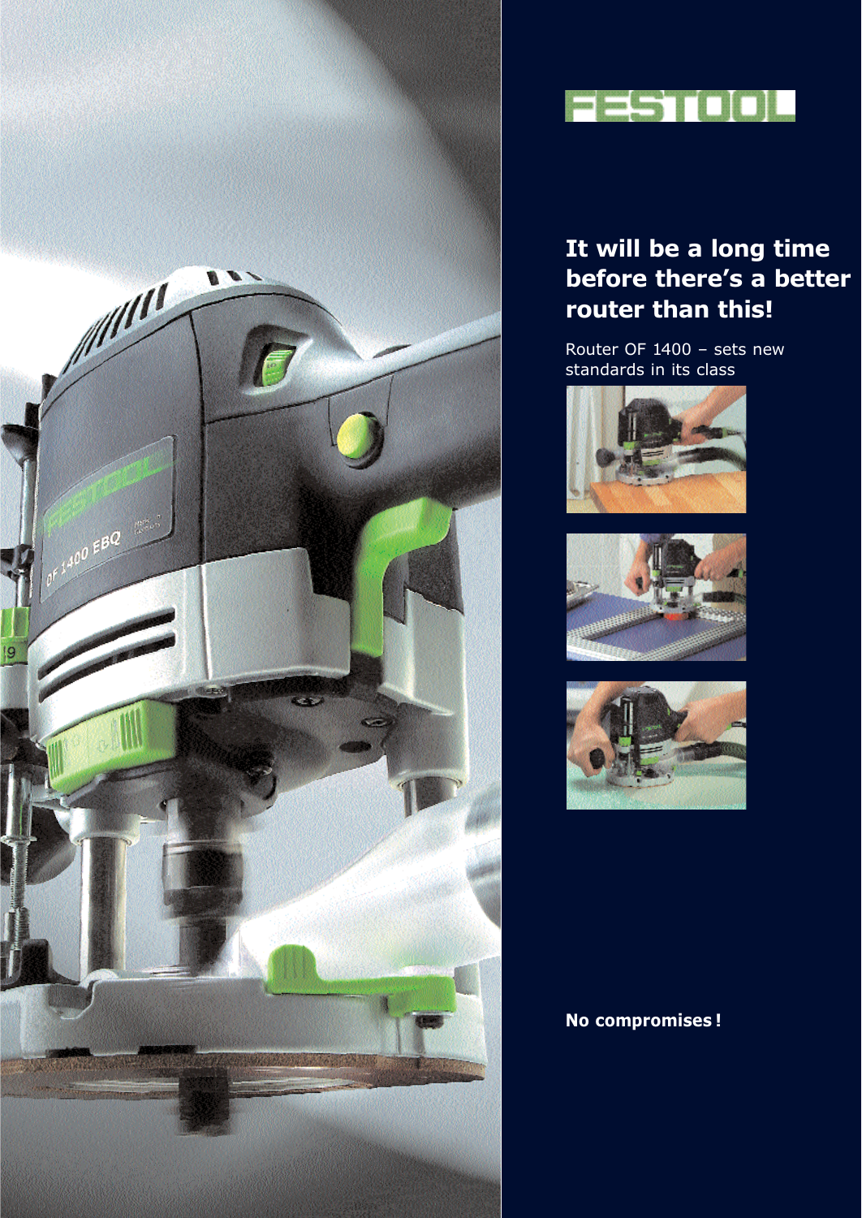FESTOOL

# It will be a long time before there's a better router than this!

Router OF 1400 – sets new standards in its class

**No compromises!**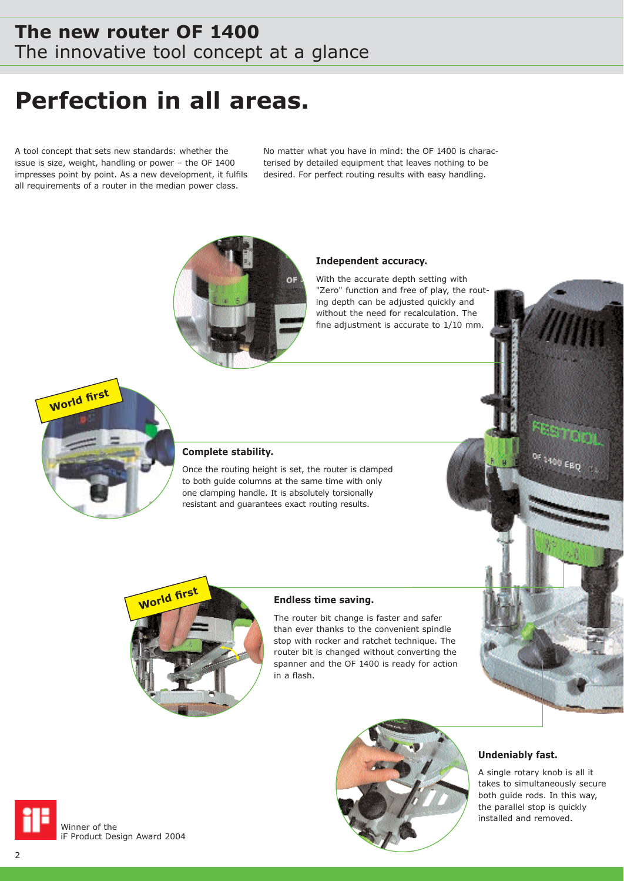# The new router OF 1400

The innovative tool concept at a glance

## Perfection in all areas.

A tool concept that sets new standards: whether the issue is size, weight, handling or power – the OF 1400 impresses point by point. As a new development, it fulfils all requirements of a router in the median power class.

No matter what you have in mind: the OF 1400 is characterised by detailed equipment that leaves nothing to be desired. For perfect routing results with easy handling.

### Independent accuracy.

With the accurate depth setting with "Zero" function and free of play, the routing depth can be adjusted quickly and without the need for recalculation. The fine adjustment is accurate to 1/10 mm.

World first

### Complete stability.

Once the routing height is set, the router is clamped to both guide columns at the same time with only one clamping handle. It is absolutely torsionally resistant and guarantees exact routing results.

World first

### Endless time saving.

The router bit change is faster and safer than ever thanks to the convenient spindle stop with rocker and ratchet technique. The router bit is changed without converting the spanner and the OF 1400 is ready for action in a flash.

### Undeniably fast.

A single rotary knob is all it takes to simultaneously secure both guide rods. In this way, the parallel stop is quickly installed and removed.

Winner of the iF Product Design Award 2004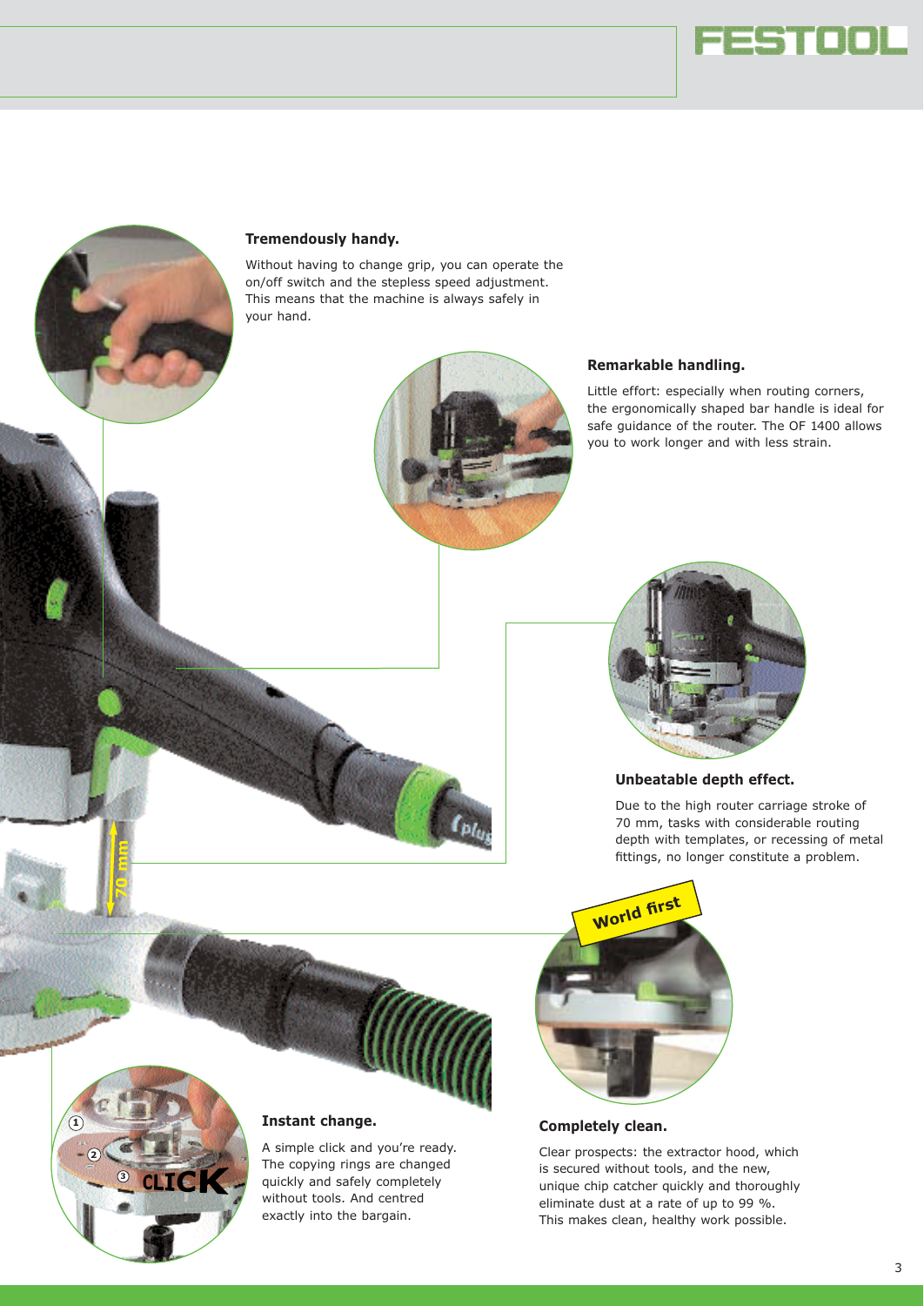### Tremendously handy.

Without having to change grip, you can operate the on/off switch and the stepless speed adjustment. This means that the machine is always safely in your hand.

### Remarkable handling.

Little effort: especially when routing corners, the ergonomically shaped bar handle is ideal for safe guidance of the router. The OF 1400 allows you to work longer and with less strain.

### Unbeatable depth effect.

Due to the high router carriage stroke of 70 mm, tasks with considerable routing depth with templates, or recessing of metal fittings, no longer constitute a problem.

### Instant change.

A simple click and you're ready. The copying rings are changed quickly and safely completely without tools. And centred exactly into the bargain.

World first

### Completely clean.

Clear prospects: the extractor hood, which is secured without tools, and the new, unique chip catcher quickly and thoroughly eliminate dust at a rate of up to 99 %. This makes clean, healthy work possible.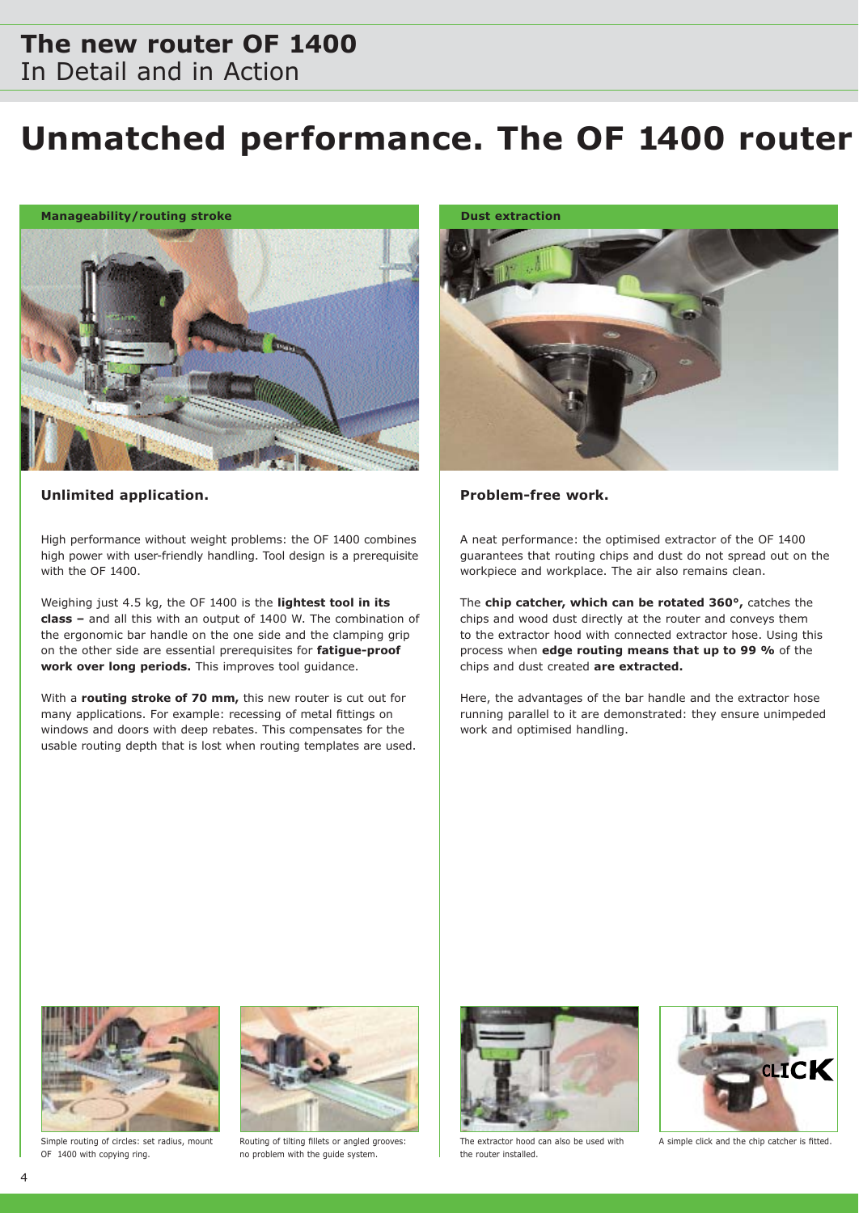# Unmatched performance. The OF 1400 router

## Manageability/routing stroke

### Unlimited application.

High performance without weight problems: the OF 1400 combines high power with user-friendly handling. Tool design is a prerequisite with the OF 1400.

Weighing just 4.5 kg, the OF 1400 is the **lightest tool in its class –** and all this with an output of 1400 W. The combination of the ergonomic bar handle on the one side and the clamping grip on the other side are essential prerequisites for **fatigue-proof work over long periods.** This improves tool guidance.

With a **routing stroke of 70 mm,** this new router is cut out for many applications. For example: recessing of metal fittings on windows and doors with deep rebates. This compensates for the usable routing depth that is lost when routing templates are used.

Simple routing of circles: set radius, mount OF 1400 with copying ring.

Routing of tilting fillets or angled grooves: no problem with the guide system.

## Dust extraction

### Problem-free work.

A neat performance: the optimised extractor of the OF 1400 guarantees that routing chips and dust do not spread out on the workpiece and workplace. The air also remains clean.

The **chip catcher, which can be rotated 360°,** catches the chips and wood dust directly at the router and conveys them to the extractor hood with connected extractor hose. Using this process when **edge routing means that up to 99 %** of the chips and dust created **are extracted.**

Here, the advantages of the bar handle and the extractor hose running parallel to it are demonstrated: they ensure unimpeded work and optimised handling.

The extractor hood can also be used with the router installed.

A simple click and the chip catcher is fitted.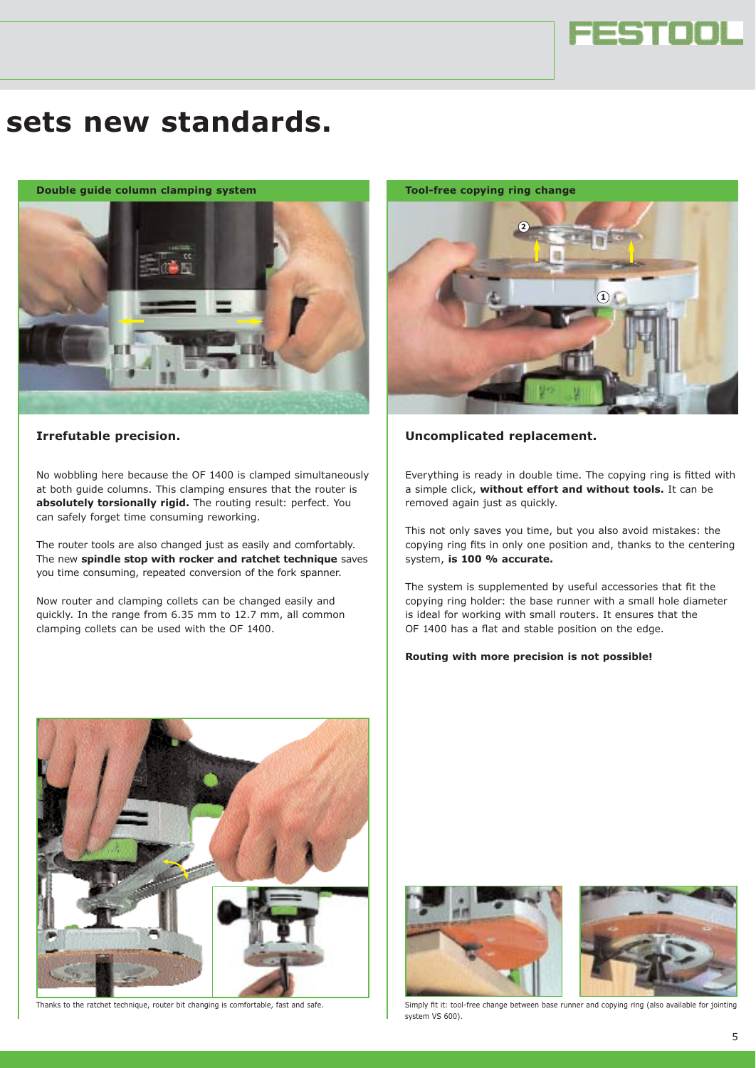# sets new standards.

## Double guide column clamping system

### Irrefutable precision.

No wobbling here because the OF 1400 is clamped simultaneously at both guide columns. This clamping ensures that the router is **absolutely torsionally rigid.** The routing result: perfect. You can safely forget time consuming reworking.

The router tools are also changed just as easily and comfortably. The new **spindle stop with rocker and ratchet technique** saves you time consuming, repeated conversion of the fork spanner.

Now router and clamping collets can be changed easily and quickly. In the range from 6.35 mm to 12.7 mm, all common clamping collets can be used with the OF 1400.

Thanks to the ratchet technique, router bit changing is comfortable, fast and safe.

## Tool-free copying ring change

### Uncomplicated replacement.

Everything is ready in double time. The copying ring is fitted with a simple click, **without effort and without tools.** It can be removed again just as quickly.

This not only saves you time, but you also avoid mistakes: the copying ring fits in only one position and, thanks to the centering system, **is 100 % accurate.**

The system is supplemented by useful accessories that fit the copying ring holder: the base runner with a small hole diameter is ideal for working with small routers. It ensures that the OF 1400 has a flat and stable position on the edge.

**Routing with more precision is not possible!**

Simply fit it: tool-free change between base runner and copying ring (also available for jointing system VS 600).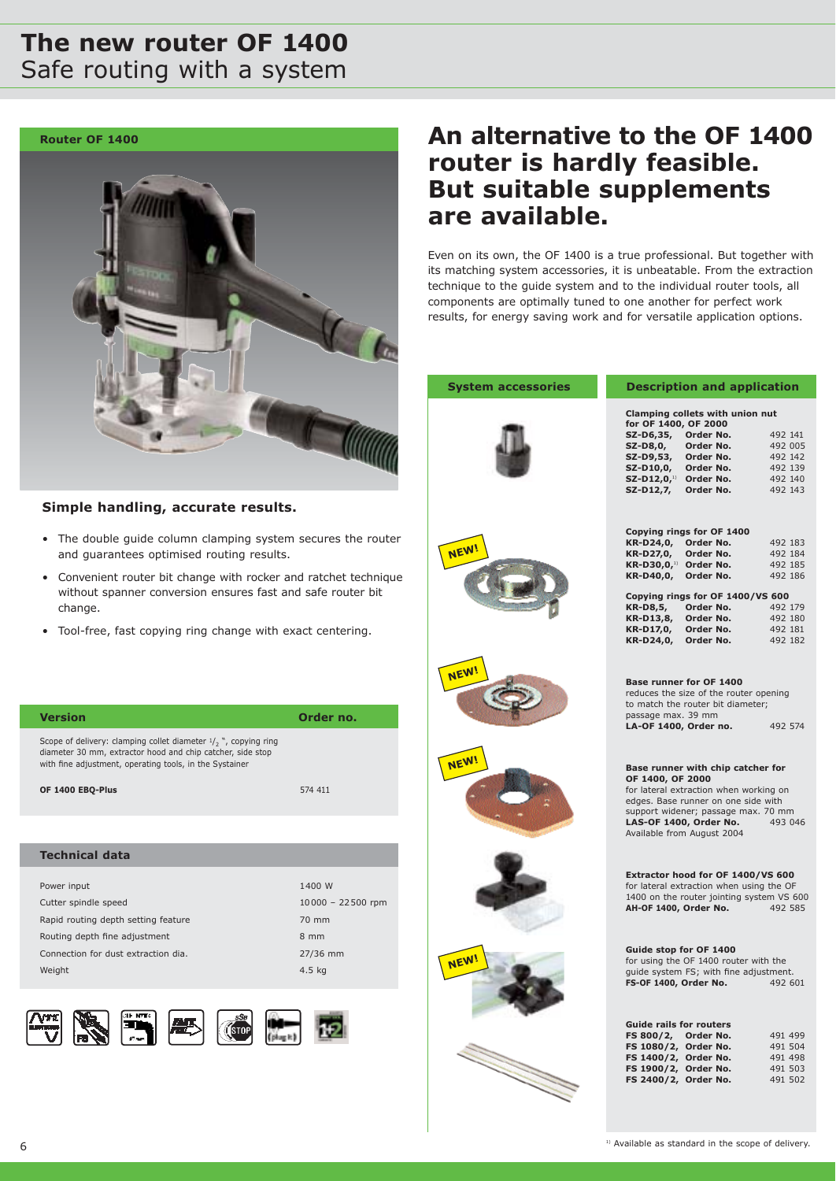# The new router OF 1400
Safe routing with a system

## Router OF 1400

### Simple handling, accurate results.

- The double guide column clamping system secures the router and guarantees optimised routing results.
- Convenient router bit change with rocker and ratchet technique without spanner conversion ensures fast and safe router bit change.
- Tool-free, fast copying ring change with exact centering.

| Version | Order no. |
|---|---|
| Scope of delivery: clamping collet diameter 1/2 ", copying ring diameter 30 mm, extractor hood and chip catcher, side stop with fine adjustment, operating tools, in the Systainer | |
| **OF 1400 EBQ-Plus** | 574 411 |

| Technical data | |
|---|---|
| Power input | 1400 W |
| Cutter spindle speed | 10000 – 22500 rpm |
| Rapid routing depth setting feature | 70 mm |
| Routing depth fine adjustment | 8 mm |
| Connection for dust extraction dia. | 27/36 mm |
| Weight | 4.5 kg |

## An alternative to the OF 1400 router is hardly feasible. But suitable supplements are available.

Even on its own, the OF 1400 is a true professional. But together with its matching system accessories, it is unbeatable. From the extraction technique to the guide system and to the individual router tools, all components are optimally tuned to one another for perfect work results, for energy saving work and for versatile application options.

| System accessories | Description and application |
|---|---|
| | **Clamping collets with union nut for OF 1400, OF 2000**<br>**SZ-D6,35, Order No.** 492 141<br>**SZ-D8,0, Order No.** 492 005<br>**SZ-D9,53, Order No.** 492 142<br>**SZ-D10,0, Order No.** 492 139<br>**SZ-D12,0,**[1] **Order No.** 492 140<br>**SZ-D12,7, Order No.** 492 143 |
| NEW! | **Copying rings for OF 1400**<br>**KR-D24,0, Order No.** 492 183<br>**KR-D27,0, Order No.** 492 184<br>**KR-D30,0,**[1] **Order No.** 492 185<br>**KR-D40,0, Order No.** 492 186<br>**Copying rings for OF 1400/VS 600**<br>**KR-D8,5, Order No.** 492 179<br>**KR-D13,8, Order No.** 492 180<br>**KR-D17,0, Order No.** 492 181<br>**KR-D24,0, Order No.** 492 182 |
| NEW! | **Base runner for OF 1400**<br>reduces the size of the router opening to match the router bit diameter; passage max. 39 mm<br>**LA-OF 1400, Order no.** 492 574 |
| NEW! | **Base runner with chip catcher for OF 1400, OF 2000**<br>for lateral extraction when working on edges. Base runner on one side with support widener; passage max. 70 mm<br>**LAS-OF 1400, Order No.** 493 046<br>Available from August 2004 |
| | **Extractor hood for OF 1400/VS 600**<br>for lateral extraction when using the OF 1400 on the router jointing system VS 600<br>**AH-OF 1400, Order No.** 492 585 |
| NEW! | **Guide stop for OF 1400**<br>for using the OF 1400 router with the guide system FS; with fine adjustment.<br>**FS-OF 1400, Order No.** 492 601 |
| | **Guide rails for routers**<br>**FS 800/2, Order No.** 491 499<br>**FS 1080/2, Order No.** 491 504<br>**FS 1400/2, Order No.** 491 498<br>**FS 1900/2, Order No.** 491 503<br>**FS 2400/2, Order No.** 491 502 |

[1] Available as standard in the scope of delivery.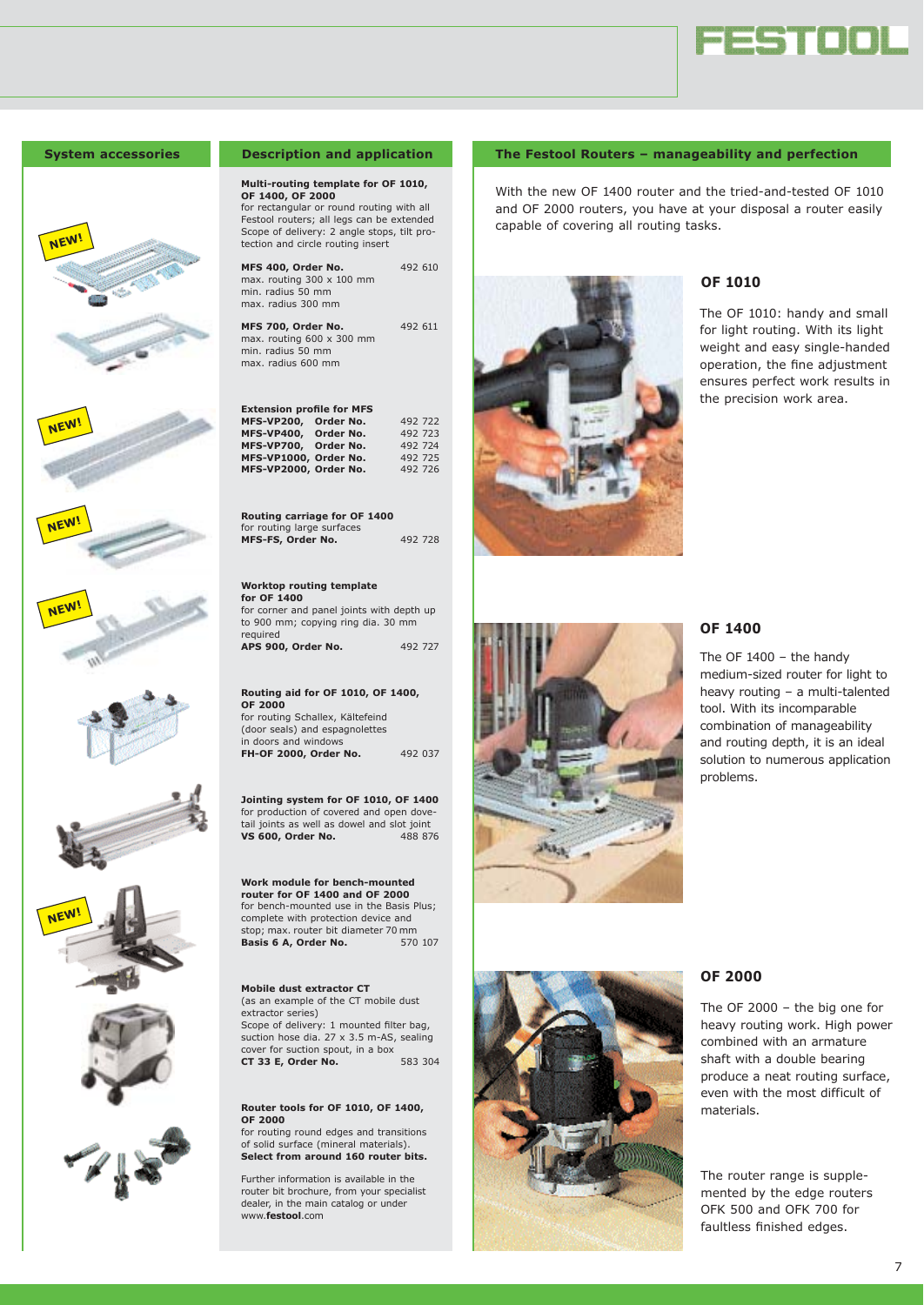## System accessories

NEW!

NEW!

NEW!

NEW!

NEW!

## Description and application

**Multi-routing template for OF 1010, OF 1400, OF 2000**
for rectangular or round routing with all Festool routers; all legs can be extended
Scope of delivery: 2 angle stops, tilt protection and circle routing insert

**MFS 400, Order No.** 492 610
max. routing 300 x 100 mm
min. radius 50 mm
max. radius 300 mm

**MFS 700, Order No.** 492 611
max. routing 600 x 300 mm
min. radius 50 mm
max. radius 600 mm

**Extension profile for MFS**

| | |
|---|---|
| **MFS-VP200, Order No.** | 492 722 |
| **MFS-VP400, Order No.** | 492 723 |
| **MFS-VP700, Order No.** | 492 724 |
| **MFS-VP1000, Order No.** | 492 725 |
| **MFS-VP2000, Order No.** | 492 726 |

**Routing carriage for OF 1400**
for routing large surfaces
**MFS-FS, Order No.** 492 728

**Worktop routing template for OF 1400**
for corner and panel joints with depth up to 900 mm; copying ring dia. 30 mm required
**APS 900, Order No.** 492 727

**Routing aid for OF 1010, OF 1400, OF 2000**
for routing Schallex, Kältefeind (door seals) and espagnolettes in doors and windows
**FH-OF 2000, Order No.** 492 037

**Jointing system for OF 1010, OF 1400**
for production of covered and open dovetail joints as well as dowel and slot joint
**VS 600, Order No.** 488 876

**Work module for bench-mounted router for OF 1400 and OF 2000**
for bench-mounted use in the Basis Plus; complete with protection device and stop; max. router bit diameter 70 mm
**Basis 6 A, Order No.** 570 107

**Mobile dust extractor CT**
(as an example of the CT mobile dust extractor series)
Scope of delivery: 1 mounted filter bag, suction hose dia. 27 x 3.5 m-AS, sealing cover for suction spout, in a box
**CT 33 E, Order No.** 583 304

**Router tools for OF 1010, OF 1400, OF 2000**
for routing round edges and transitions of solid surface (mineral materials).
**Select from around 160 router bits.**

Further information is available in the router bit brochure, from your specialist dealer, in the main catalog or under www.**festool**.com

## The Festool Routers – manageability and perfection

With the new OF 1400 router and the tried-and-tested OF 1010 and OF 2000 routers, you have at your disposal a router easily capable of covering all routing tasks.

### OF 1010

The OF 1010: handy and small for light routing. With its light weight and easy single-handed operation, the fine adjustment ensures perfect work results in the precision work area.

### OF 1400

The OF 1400 – the handy medium-sized router for light to heavy routing – a multi-talented tool. With its incomparable combination of manageability and routing depth, it is an ideal solution to numerous application problems.

### OF 2000

The OF 2000 – the big one for heavy routing work. High power combined with an armature shaft with a double bearing produce a neat routing surface, even with the most difficult of materials.

The router range is supplemented by the edge routers OFK 500 and OFK 700 for faultless finished edges.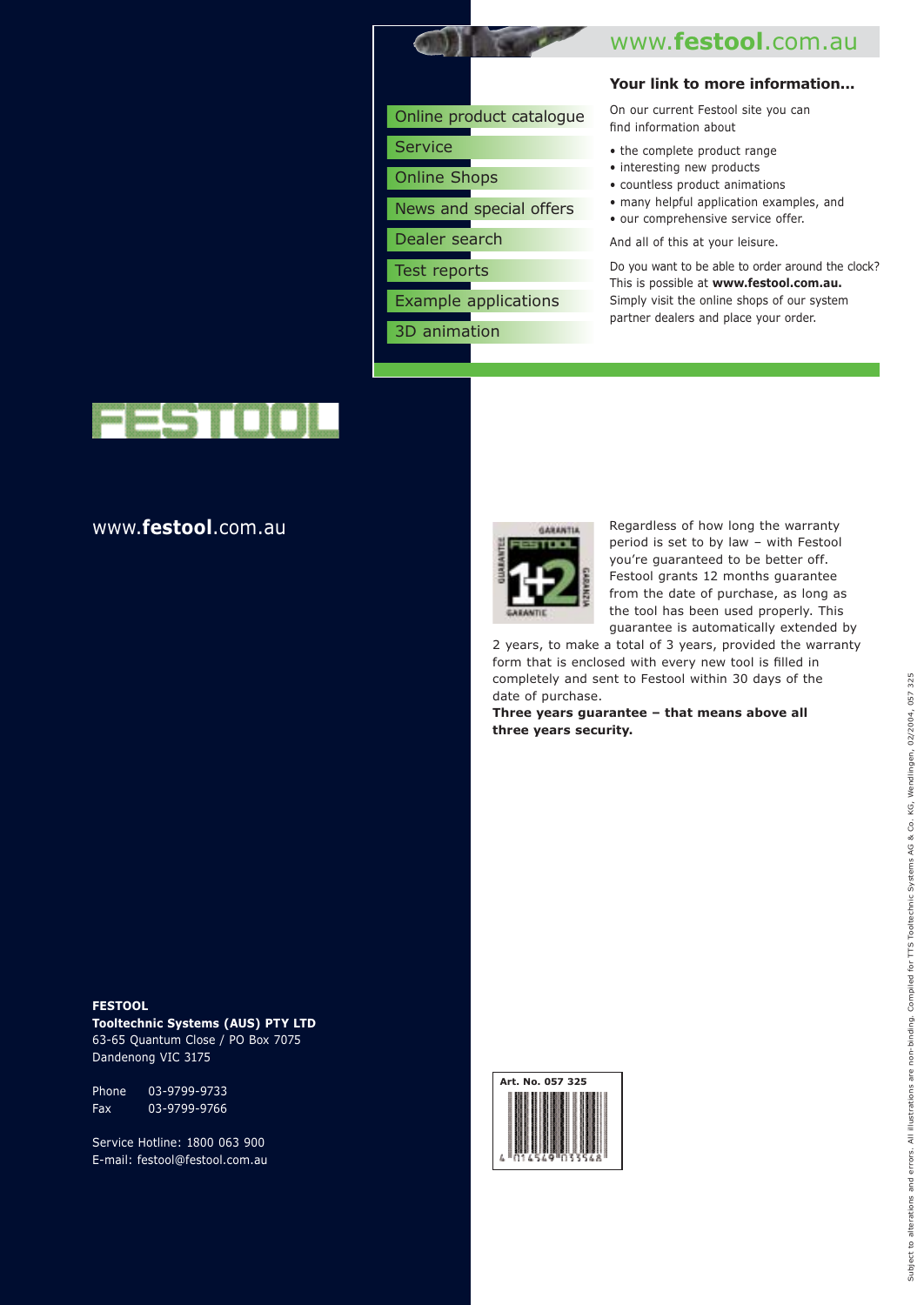www.**festool**.com.au

- Online product catalogue
- Service
- Online Shops
- News and special offers
- Dealer search
- Test reports
- Example applications
- 3D animation

### Your link to more information...

On our current Festool site you can find information about

- the complete product range
- interesting new products
- countless product animations
- many helpful application examples, and
- our comprehensive service offer.

And all of this at your leisure.

Do you want to be able to order around the clock? This is possible at **www.festool.com.au.** Simply visit the online shops of our system partner dealers and place your order.

FESTOOL

www.**festool**.com.au

Regardless of how long the warranty period is set to by law – with Festool you're guaranteed to be better off. Festool grants 12 months guarantee from the date of purchase, as long as the tool has been used properly. This guarantee is automatically extended by 2 years, to make a total of 3 years, provided the warranty form that is enclosed with every new tool is filled in completely and sent to Festool within 30 days of the date of purchase.

**Three years guarantee – that means above all three years security.**

**FESTOOL**
**Tooltechnic Systems (AUS) PTY LTD**
63-65 Quantum Close / PO Box 7075
Dandenong VIC 3175

Phone 03-9799-9733
Fax 03-9799-9766

Service Hotline: 1800 063 900
E-mail: festool@festool.com.au

**Art. No. 057 325**

4 014549 033548

Subject to alterations and errors. All illustrations are non-binding. Compiled for TTS Tooltechnic Systems AG & Co. KG, Wendlingen, 02/2004, 057 325